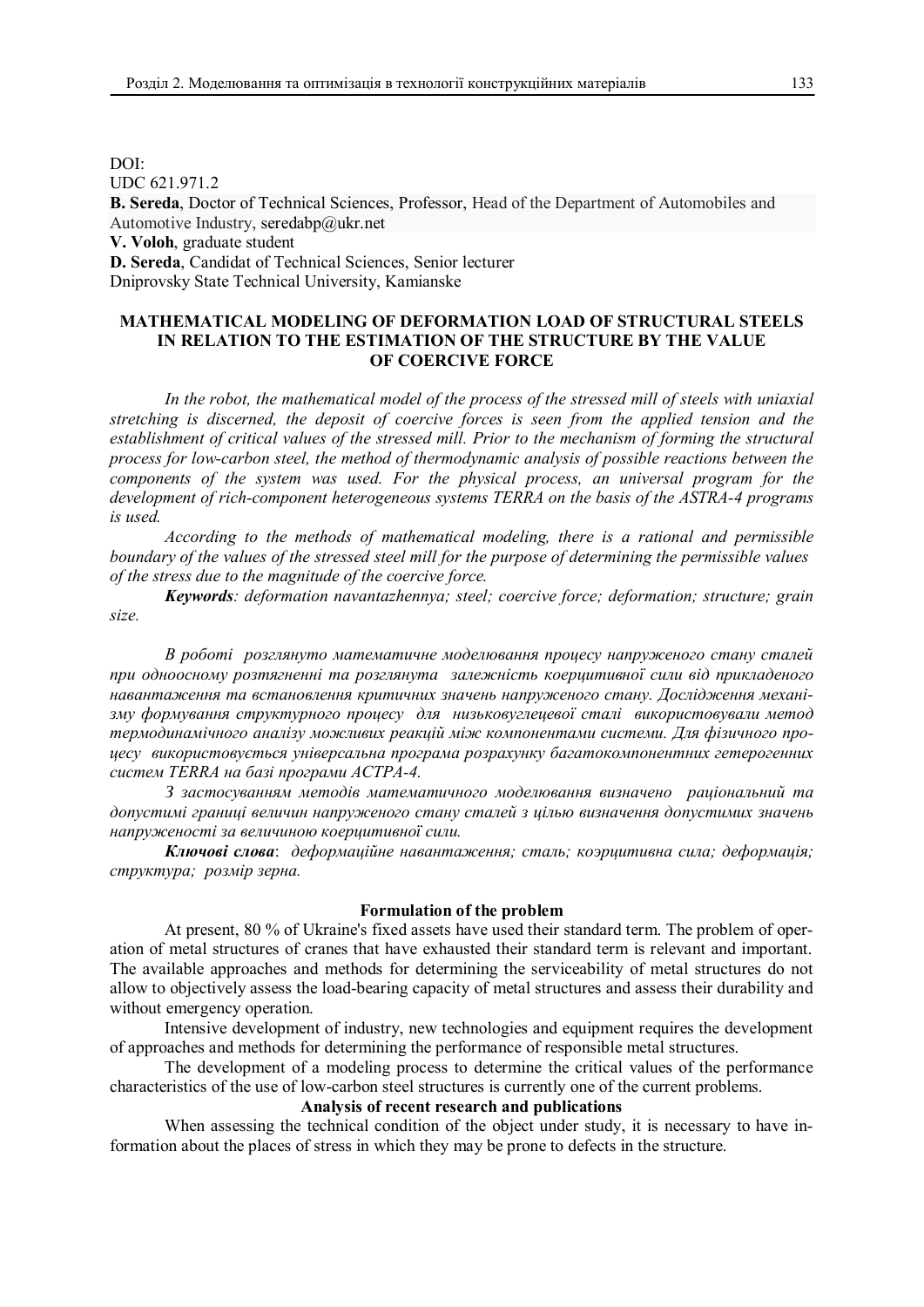DOI:
UDC 621.971.2

**B. Sereda**, Doctor of Technical Sciences, Professor, Head of the Department of Automobiles and Automotive Industry, seredabp@ukr.net

**V. Voloh**, graduate student

**D. Sereda**, Candidat of Technical Sciences, Senior lecturer

Dniprovsky State Technical University, Kamianske

# MATHEMATICAL MODELING OF DEFORMATION LOAD OF STRUCTURAL STEELS IN RELATION TO THE ESTIMATION OF THE STRUCTURE BY THE VALUE OF COERCIVE FORCE

*In the robot, the mathematical model of the process of the stressed mill of steels with uniaxial stretching is discerned, the deposit of coercive forces is seen from the applied tension and the establishment of critical values of the stressed mill. Prior to the mechanism of forming the structural process for low-carbon steel, the method of thermodynamic analysis of possible reactions between the components of the system was used. For the physical process, an universal program for the development of rich-component heterogeneous systems TERRA on the basis of the ASTRA-4 programs is used.*

*According to the methods of mathematical modeling, there is a rational and permissible boundary of the values of the stressed steel mill for the purpose of determining the permissible values of the stress due to the magnitude of the coercive force.*

***Keywords****: deformation navantazhennya; steel; coercive force; deformation; structure; grain size.*

*В роботі розглянуто математичне моделювання процесу напруженого стану сталей при одноосному розтягненні та розглянута залежність коерцитивної сили від прикладеного навантаження та встановлення критичних значень напруженого стану. Дослідження механізму формування структурного процесу для низьковуглецевої сталі використовували метод термодинамічного аналізу можливих реакцій між компонентами системи. Для фізичного процесу використовується універсальна програма розрахунку багатокомпонентних гетерогенних систем TERRA на базі програми АСТРА-4.*

*З застосуванням методів математичного моделювання визначено раціональний та допустимі границі величин напруженого стану сталей з цілью визначення допустимих значень напруженості за величиною коерцитивної сили.*

***Ключові слова****: деформаційне навантаження; сталь; коэрцитивна сила; деформація; структура; розмір зерна.*

## Formulation of the problem

At present, 80 % of Ukraine's fixed assets have used their standard term. The problem of operation of metal structures of cranes that have exhausted their standard term is relevant and important. The available approaches and methods for determining the serviceability of metal structures do not allow to objectively assess the load-bearing capacity of metal structures and assess their durability and without emergency operation.

Intensive development of industry, new technologies and equipment requires the development of approaches and methods for determining the performance of responsible metal structures.

The development of a modeling process to determine the critical values of the performance characteristics of the use of low-carbon steel structures is currently one of the current problems.

## Analysis of recent research and publications

When assessing the technical condition of the object under study, it is necessary to have information about the places of stress in which they may be prone to defects in the structure.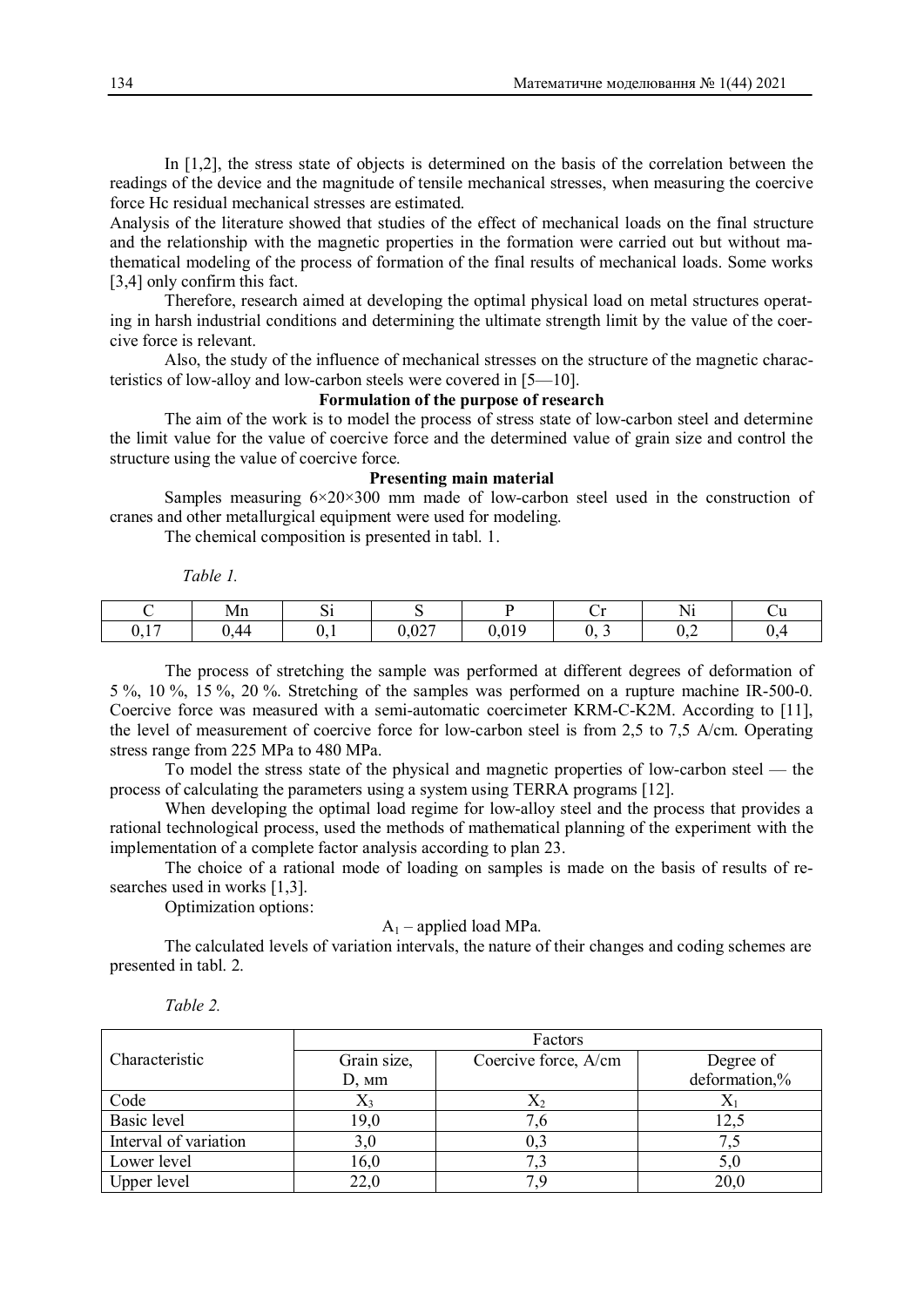In [1,2], the stress state of objects is determined on the basis of the correlation between the readings of the device and the magnitude of tensile mechanical stresses, when measuring the coercive force Hc residual mechanical stresses are estimated.

Analysis of the literature showed that studies of the effect of mechanical loads on the final structure and the relationship with the magnetic properties in the formation were carried out but without mathematical modeling of the process of formation of the final results of mechanical loads. Some works [3,4] only confirm this fact.

Therefore, research aimed at developing the optimal physical load on metal structures operating in harsh industrial conditions and determining the ultimate strength limit by the value of the coercive force is relevant.

Also, the study of the influence of mechanical stresses on the structure of the magnetic characteristics of low-alloy and low-carbon steels were covered in [5—10].

**Formulation of the purpose of research**

The aim of the work is to model the process of stress state of low-carbon steel and determine the limit value for the value of coercive force and the determined value of grain size and control the structure using the value of coercive force.

**Presenting main material**

Samples measuring 6×20×300 mm made of low-carbon steel used in the construction of cranes and other metallurgical equipment were used for modeling.

The chemical composition is presented in tabl. 1.

*Table 1.*

| C | Mn | Si | S | P | Cr | Ni | Cu |
|---|---|---|---|---|---|---|---|
| 0,17 | 0,44 | 0,1 | 0,027 | 0,019 | 0, 3 | 0,2 | 0,4 |

The process of stretching the sample was performed at different degrees of deformation of 5 %, 10 %, 15 %, 20 %. Stretching of the samples was performed on a rupture machine IR-500-0. Coercive force was measured with a semi-automatic coercimeter KRM-C-K2M. According to [11], the level of measurement of coercive force for low-carbon steel is from 2,5 to 7,5 A/cm. Operating stress range from 225 MPa to 480 MPa.

To model the stress state of the physical and magnetic properties of low-carbon steel — the process of calculating the parameters using a system using TERRA programs [12].

When developing the optimal load regime for low-alloy steel and the process that provides a rational technological process, used the methods of mathematical planning of the experiment with the implementation of a complete factor analysis according to plan 23.

The choice of a rational mode of loading on samples is made on the basis of results of researches used in works [1,3].

Optimization options:

$A_1$ – applied load MPa.

The calculated levels of variation intervals, the nature of their changes and coding schemes are presented in tabl. 2.

*Table 2.*

| Characteristic | Factors | | |
|---|---|---|---|
| | Grain size, D, мм | Coercive force, A/cm | Degree of deformation,% |
| Code | $X_3$ | $X_2$ | $X_1$ |
| Basic level | 19,0 | 7,6 | 12,5 |
| Interval of variation | 3,0 | 0,3 | 7,5 |
| Lower level | 16,0 | 7,3 | 5,0 |
| Upper level | 22,0 | 7,9 | 20,0 |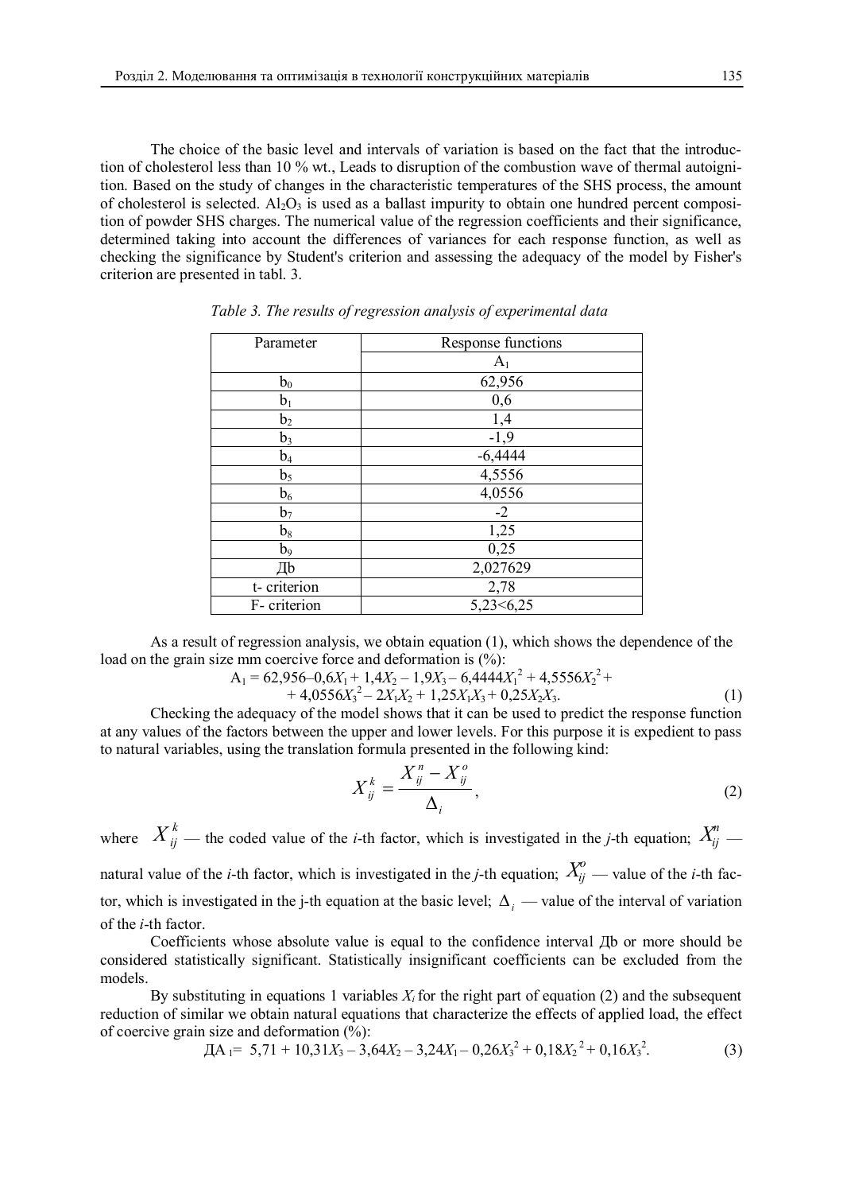The choice of the basic level and intervals of variation is based on the fact that the introduction of cholesterol less than 10 % wt., Leads to disruption of the combustion wave of thermal autoignition. Based on the study of changes in the characteristic temperatures of the SHS process, the amount of cholesterol is selected. $Al_2O_3$ is used as a ballast impurity to obtain one hundred percent composition of powder SHS charges. The numerical value of the regression coefficients and their significance, determined taking into account the differences of variances for each response function, as well as checking the significance by Student's criterion and assessing the adequacy of the model by Fisher's criterion are presented in tabl. 3.

*Table 3. The results of regression analysis of experimental data*

| Parameter | Response functions |
|---|---|
| | $A_1$ |
| $b_0$ | 62,956 |
| $b_1$ | 0,6 |
| $b_2$ | 1,4 |
| $b_3$ | -1,9 |
| $b_4$ | -6,4444 |
| $b_5$ | 4,5556 |
| $b_6$ | 4,0556 |
| $b_7$ | -2 |
| $b_8$ | 1,25 |
| $b_9$ | 0,25 |
| Дb | 2,027629 |
| t- criterion | 2,78 |
| F- criterion | 5,23<6,25 |

As a result of regression analysis, we obtain equation (1), which shows the dependence of the load on the grain size mm coercive force and deformation is (%):

$$A_1 = 62{,}956 – 0{,}6X_1 + 1{,}4X_2 – 1{,}9X_3 – 6{,}4444X_1^2 + 4{,}5556X_2^2 + 4{,}0556X_3^2 – 2X_1X_2 + 1{,}25X_1X_3 + 0{,}25X_2X_3. \tag{1}$$

Checking the adequacy of the model shows that it can be used to predict the response function at any values of the factors between the upper and lower levels. For this purpose it is expedient to pass to natural variables, using the translation formula presented in the following kind:

$$X_{ij}^k = \frac{X_{ij}^n - X_{ij}^o}{\Delta_i}, \tag{2}$$

where $X_{ij}^k$ — the coded value of the *i*-th factor, which is investigated in the *j*-th equation; $X_{ij}^n$ — natural value of the *i*-th factor, which is investigated in the *j*-th equation; $X_{ij}^o$ — value of the *i*-th factor, which is investigated in the j-th equation at the basic level; $\Delta_i$ — value of the interval of variation of the *i*-th factor.

Coefficients whose absolute value is equal to the confidence interval Дb or more should be considered statistically significant. Statistically insignificant coefficients can be excluded from the models.

By substituting in equations 1 variables $X_i$ for the right part of equation (2) and the subsequent reduction of similar we obtain natural equations that characterize the effects of applied load, the effect of coercive grain size and deformation (%):

$$ДA_1 = 5{,}71 + 10{,}31X_3 – 3{,}64X_2 – 3{,}24X_1 – 0{,}26X_3^2 + 0{,}18X_2^2 + 0{,}16X_3^2. \tag{3}$$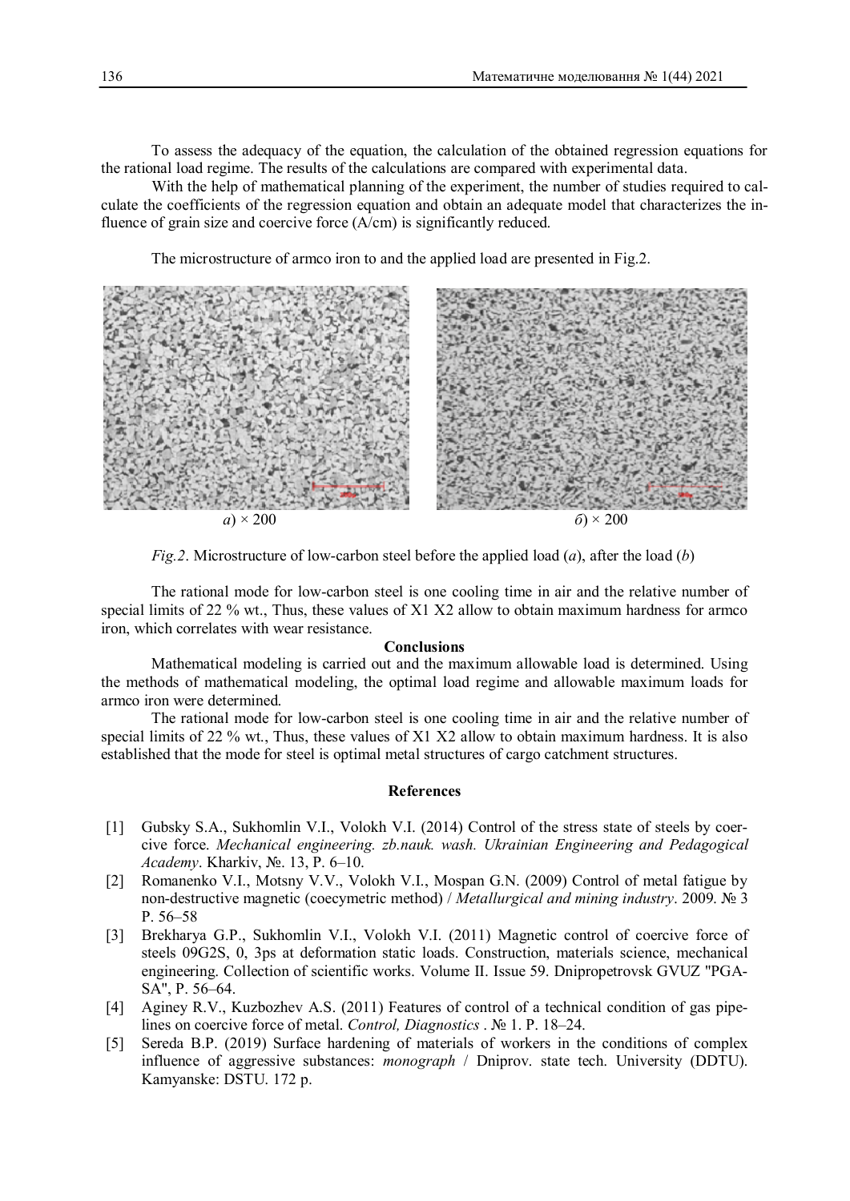To assess the adequacy of the equation, the calculation of the obtained regression equations for the rational load regime. The results of the calculations are compared with experimental data.

With the help of mathematical planning of the experiment, the number of studies required to calculate the coefficients of the regression equation and obtain an adequate model that characterizes the influence of grain size and coercive force (A/cm) is significantly reduced.

The microstructure of armco iron to and the applied load are presented in Fig.2.

*a*) × 200 *б*) × 200

*Fig.2*. Microstructure of low-carbon steel before the applied load (*a*), after the load (*b*)

The rational mode for low-carbon steel is one cooling time in air and the relative number of special limits of 22 % wt., Thus, these values of X1 X2 allow to obtain maximum hardness for armco iron, which correlates with wear resistance.

**Conclusions**

Mathematical modeling is carried out and the maximum allowable load is determined. Using the methods of mathematical modeling, the optimal load regime and allowable maximum loads for armco iron were determined.

The rational mode for low-carbon steel is one cooling time in air and the relative number of special limits of 22 % wt., Thus, these values of X1 X2 allow to obtain maximum hardness. It is also established that the mode for steel is optimal metal structures of cargo catchment structures.

**References**

[1] Gubsky S.A., Sukhomlin V.I., Volokh V.I. (2014) Control of the stress state of steels by coercive force. *Mechanical engineering. zb.nauk. wash. Ukrainian Engineering and Pedagogical Academy*. Kharkiv, №. 13, P. 6–10.

[2] Romanenko V.I., Motsny V.V., Volokh V.I., Mospan G.N. (2009) Control of metal fatigue by non-destructive magnetic (coecymetric method) / *Metallurgical and mining industry*. 2009. № 3 P. 56–58

[3] Brekharya G.P., Sukhomlin V.I., Volokh V.I. (2011) Magnetic control of coercive force of steels 09G2S, 0, 3ps at deformation static loads. Construction, materials science, mechanical engineering. Collection of scientific works. Volume II. Issue 59. Dnipropetrovsk GVUZ "PGASA", P. 56–64.

[4] Aginey R.V., Kuzbozhev A.S. (2011) Features of control of a technical condition of gas pipelines on coercive force of metal. *Control, Diagnostics* . № 1. P. 18–24.

[5] Sereda B.P. (2019) Surface hardening of materials of workers in the conditions of complex influence of aggressive substances: *monograph* / Dniprov. state tech. University (DDTU). Kamyanske: DSTU. 172 p.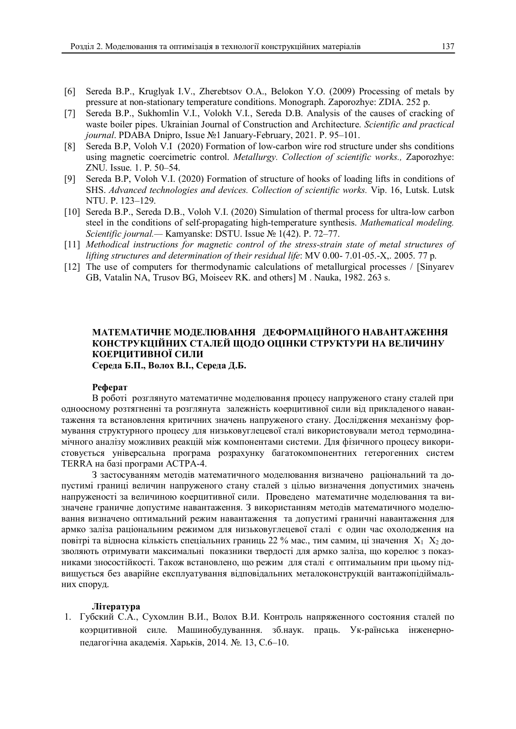[6] Sereda B.P., Kruglyak I.V., Zherebtsov O.A., Belokon Y.O. (2009) Processing of metals by pressure at non-stationary temperature conditions. Monograph. Zaporozhye: ZDIA. 252 p.

[7] Sereda B.P., Sukhomlin V.I., Volokh V.I., Sereda D.B. Analysis of the causes of cracking of waste boiler pipes. Ukrainian Journal of Construction and Architecture. *Scientific and practical journal*. PDABA Dnipro, Issue №1 January-February, 2021. P. 95–101.

[8] Sereda B.P, Voloh V.I (2020) Formation of low-carbon wire rod structure under shs conditions using magnetic coercimetric control. *Metallurgy. Collection of scientific works.,* Zaporozhye: ZNU. Issue. 1. P. 50–54.

[9] Sereda B.P, Voloh V.I. (2020) Formation of structure of hooks of loading lifts in conditions of SHS. *Advanced technologies and devices. Collection of scientific works.* Vip. 16, Lutsk. Lutsk NTU. P. 123–129.

[10] Sereda B.P., Sereda D.B., Voloh V.I. (2020) Simulation of thermal process for ultra-low carbon steel in the conditions of self-propagating high-temperature synthesis. *Mathematical modeling. Scientific journal.*— Kamyanske: DSTU. Issue № 1(42). P. 72–77.

[11] *Methodical instructions for magnetic control of the stress-strain state of metal structures of lifting structures and determination of their residual life*: MV 0.00- 7.01-05.-X,. 2005. 77 p.

[12] The use of computers for thermodynamic calculations of metallurgical processes / [Sinyarev GB, Vatalin NA, Trusov BG, Moiseev RK. and others] M . Nauka, 1982. 263 s.

## МАТЕМАТИЧНЕ МОДЕЛЮВАННЯ ДЕФОРМАЦІЙНОГО НАВАНТАЖЕННЯ КОНСТРУКЦІЙНИХ СТАЛЕЙ ЩОДО ОЦІНКИ СТРУКТУРИ НА ВЕЛИЧИНУ КОЕРЦИТИВНОЇ СИЛИ

**Середа Б.П., Волох В.І., Середа Д.Б.**

**Реферат**

В роботі розглянуто математичне моделювання процесу напруженого стану сталей при одноосному розтягненні та розглянута залежність коерцитивної сили від прикладеного навантаження та встановлення критичних значень напруженого стану. Дослідження механізму формування структурного процесу для низьковуглецевої сталі використовували метод термодинамічного аналізу можливих реакцій між компонентами системи. Для фізичного процесу використовується універсальна програма розрахунку багатокомпонентних гетерогенних систем TERRA на базі програми АСТРА-4.

З застосуванням методів математичного моделювання визначено раціональний та допустимі границі величин напруженого стану сталей з ціллю визначення допустимих значень напруженості за величиною коерцитивної сили. Проведено математичне моделювання та визначене граничне допустиме навантаження. З використанням методів математичного моделювання визначено оптимальний режим навантаження та допустимі граничні навантаження для армко заліза раціональним режимом для низьковуглецевої сталі є один час охолодження на повітрі та відносна кількість спеціальних границь 22 % мас., тим самим, ці значення $X_1$ $X_2$ дозволяють отримувати максимальні показники твердості для армко заліза, що корелює з показниками зносостійкості. Також встановлено, що режим для сталі є оптимальним при цьому підвищується без аварійне експлуатування відповідальних металоконструкцій вантажопідіймальних споруд.

**Література**

1. Губский С.А., Сухомлин В.И., Волох В.И. Контроль напряженного состояния сталей по коэрцитивной силе. Машинобудуванння. зб.наук. праць. Ук-раїнська інженерно-педагогічна академія. Харьків, 2014. №. 13, С.6–10.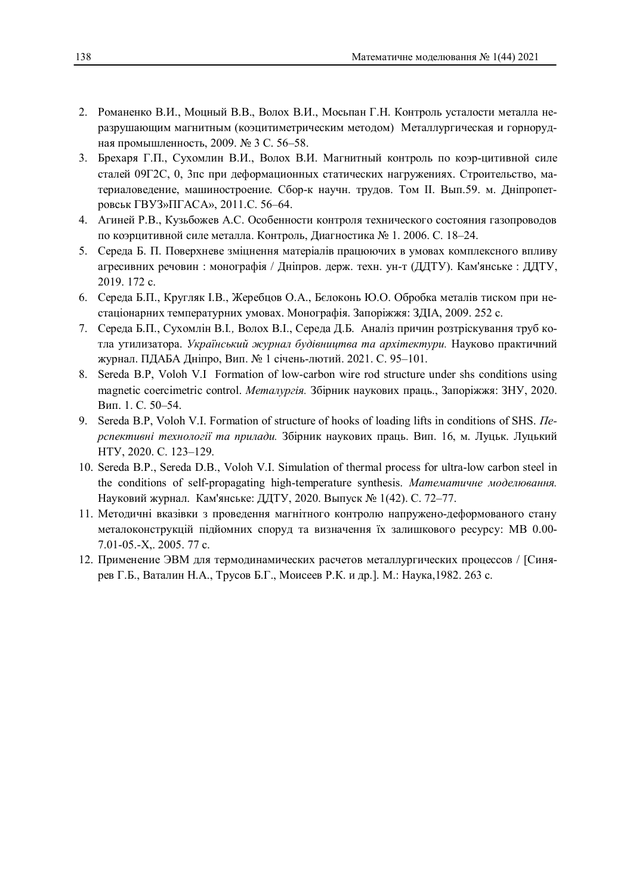2. Романенко В.И., Моцный В.В., Волох В.И., Мосьпан Г.Н. Контроль усталости металла неразрушающим магнитным (коэцитиметрическим методом) Металлургическая и горнорудная промышленность, 2009. № 3 С. 56–58.
3. Брехаря Г.П., Сухомлин В.И., Волох В.И. Магнитный контроль по коэр-цитивной силе сталей 09Г2С, 0, 3пс при деформационных статических нагружениях. Строительство, материаловедение, машиностроение. Сбор-к научн. трудов. Том II. Вып.59. м. Дніпропетровськ ГВУЗ»ПГАСА», 2011.С. 56–64.
4. Агиней Р.В., Кузьбожев А.С. Особенности контроля технического состояния газопроводов по коэрцитивной силе металла. Контроль, Диагностика № 1. 2006. С. 18–24.
5. Середа Б. П. Поверхневе зміцнення матеріалів працюючих в умовах комплексного впливу агресивних речовин : монографія / Дніпров. держ. техн. ун-т (ДДТУ). Кам'янське : ДДТУ, 2019. 172 с.
6. Середа Б.П., Кругляк І.В., Жеребцов О.А., Бєлоконь Ю.О. Обробка металів тиском при нестаціонарних температурних умовах. Монографія. Запоріжжя: ЗДІА, 2009. 252 с.
7. Середа Б.П., Сухомлін В.І*.,* Волох В.І., Середа Д.Б. Аналіз причин розтріскування труб котла утилизатора. *Український журнал будівництва та архітектури.* Науково практичний журнал. ПДАБА Дніпро, Вип. № 1 січень-лютий. 2021. С. 95–101.
8. Sereda B.P, Voloh V.I Formation of low-carbon wire rod structure under shs conditions using magnetic coercimetric control. *Металургія.* Збірник наукових праць., Запоріжжя: ЗНУ, 2020. Вип. 1. С. 50–54.
9. Sereda B.P, Voloh V.I. Formation of structure of hooks of loading lifts in conditions of SHS. *Перспективні технології та прилади.* Збірник наукових праць. Вип. 16, м. Луцьк. Луцький НТУ, 2020. С. 123–129.
10. Sereda B.P., Sereda D.B., Voloh V.I. Simulation of thermal process for ultra-low carbon steel in the conditions of self-propagating high-temperature synthesis. *Математичне моделювання.* Науковий журнал. Кам'янське: ДДТУ, 2020. Выпуск № 1(42). С. 72–77.
11. Методичні вказівки з проведення магнітного контролю напружено-деформованого стану металоконструкцій підйомних споруд та визначення їх залишкового ресурсу: МВ 0.00-7.01-05.-Х,. 2005. 77 с.
12. Применение ЭВМ для термодинамических расчетов металлургических процессов / [Синярев Г.Б., Ваталин Н.А., Трусов Б.Г., Моисеев Р.К. и др.]. М.: Наука,1982. 263 с.